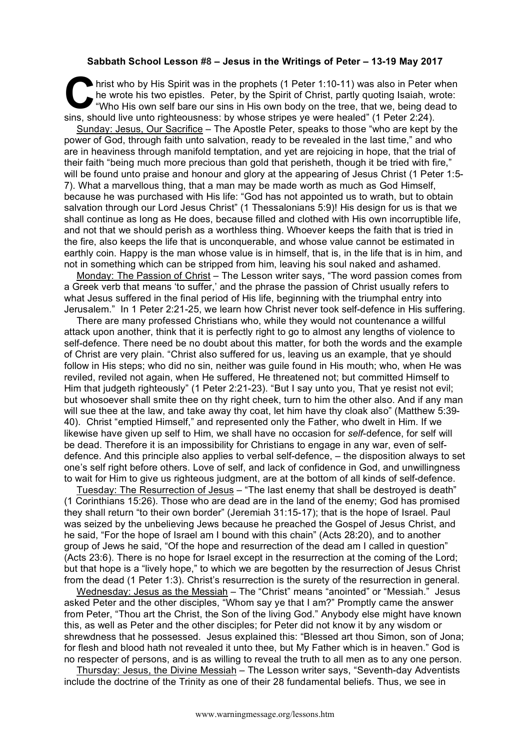**Sabbath School Lesson #8 – Jesus in the Writings of Peter – 13-19 May 2017**

Christ who by His Spirit was in the prophets (1 Peter 1:10-11) was also in Peter when he wrote his two epistles. Peter, by the Spirit of Christ, partly quoting Isaiah, wrote: "Who His own self bare our sins in His own body on the tree, that we, being dead to sins, should live unto righteousness: by whose stripes ye were healed" (1 Peter 2:24).

Sunday: Jesus, Our Sacrifice – The Apostle Peter, speaks to those "who are kept by the power of God, through faith unto salvation, ready to be revealed in the last time," and who are in heaviness through manifold temptation, and yet are rejoicing in hope, that the trial of their faith "being much more precious than gold that perisheth, though it be tried with fire," will be found unto praise and honour and glory at the appearing of Jesus Christ (1 Peter 1:5-7). What a marvellous thing, that a man may be made worth as much as God Himself, because he was purchased with His life: "God has not appointed us to wrath, but to obtain salvation through our Lord Jesus Christ" (1 Thessalonians 5:9)! His design for us is that we shall continue as long as He does, because filled and clothed with His own incorruptible life, and not that we should perish as a worthless thing. Whoever keeps the faith that is tried in the fire, also keeps the life that is unconquerable, and whose value cannot be estimated in earthly coin. Happy is the man whose value is in himself, that is, in the life that is in him, and not in something which can be stripped from him, leaving his soul naked and ashamed.

Monday: The Passion of Christ – The Lesson writer says, "The word passion comes from a Greek verb that means 'to suffer,' and the phrase the passion of Christ usually refers to what Jesus suffered in the final period of His life, beginning with the triumphal entry into Jerusalem." In 1 Peter 2:21-25, we learn how Christ never took self-defence in His suffering.

There are many professed Christians who, while they would not countenance a willful attack upon another, think that it is perfectly right to go to almost any lengths of violence to self-defence. There need be no doubt about this matter, for both the words and the example of Christ are very plain. "Christ also suffered for us, leaving us an example, that ye should follow in His steps; who did no sin, neither was guile found in His mouth; who, when He was reviled, reviled not again, when He suffered, He threatened not; but committed Himself to Him that judgeth righteously" (1 Peter 2:21-23). "But I say unto you, That ye resist not evil; but whosoever shall smite thee on thy right cheek, turn to him the other also. And if any man will sue thee at the law, and take away thy coat, let him have thy cloak also" (Matthew 5:39-40). Christ "emptied Himself," and represented only the Father, who dwelt in Him. If we likewise have given up self to Him, we shall have no occasion for *self*-defence, for self will be dead. Therefore it is an impossibility for Christians to engage in any war, even of self-defence. And this principle also applies to verbal self-defence, – the disposition always to set one's self right before others. Love of self, and lack of confidence in God, and unwillingness to wait for Him to give us righteous judgment, are at the bottom of all kinds of self-defence.

Tuesday: The Resurrection of Jesus – "The last enemy that shall be destroyed is death" (1 Corinthians 15:26). Those who are dead are in the land of the enemy; God has promised they shall return "to their own border" (Jeremiah 31:15-17); that is the hope of Israel. Paul was seized by the unbelieving Jews because he preached the Gospel of Jesus Christ, and he said, "For the hope of Israel am I bound with this chain" (Acts 28:20), and to another group of Jews he said, "Of the hope and resurrection of the dead am I called in question" (Acts 23:6). There is no hope for Israel except in the resurrection at the coming of the Lord; but that hope is a "lively hope," to which we are begotten by the resurrection of Jesus Christ from the dead (1 Peter 1:3). Christ's resurrection is the surety of the resurrection in general.

Wednesday: Jesus as the Messiah – The "Christ" means "anointed" or "Messiah." Jesus asked Peter and the other disciples, "Whom say ye that I am?" Promptly came the answer from Peter, "Thou art the Christ, the Son of the living God." Anybody else might have known this, as well as Peter and the other disciples; for Peter did not know it by any wisdom or shrewdness that he possessed. Jesus explained this: "Blessed art thou Simon, son of Jona; for flesh and blood hath not revealed it unto thee, but My Father which is in heaven." God is no respecter of persons, and is as willing to reveal the truth to all men as to any one person.

Thursday: Jesus, the Divine Messiah – The Lesson writer says, "Seventh-day Adventists include the doctrine of the Trinity as one of their 28 fundamental beliefs. Thus, we see in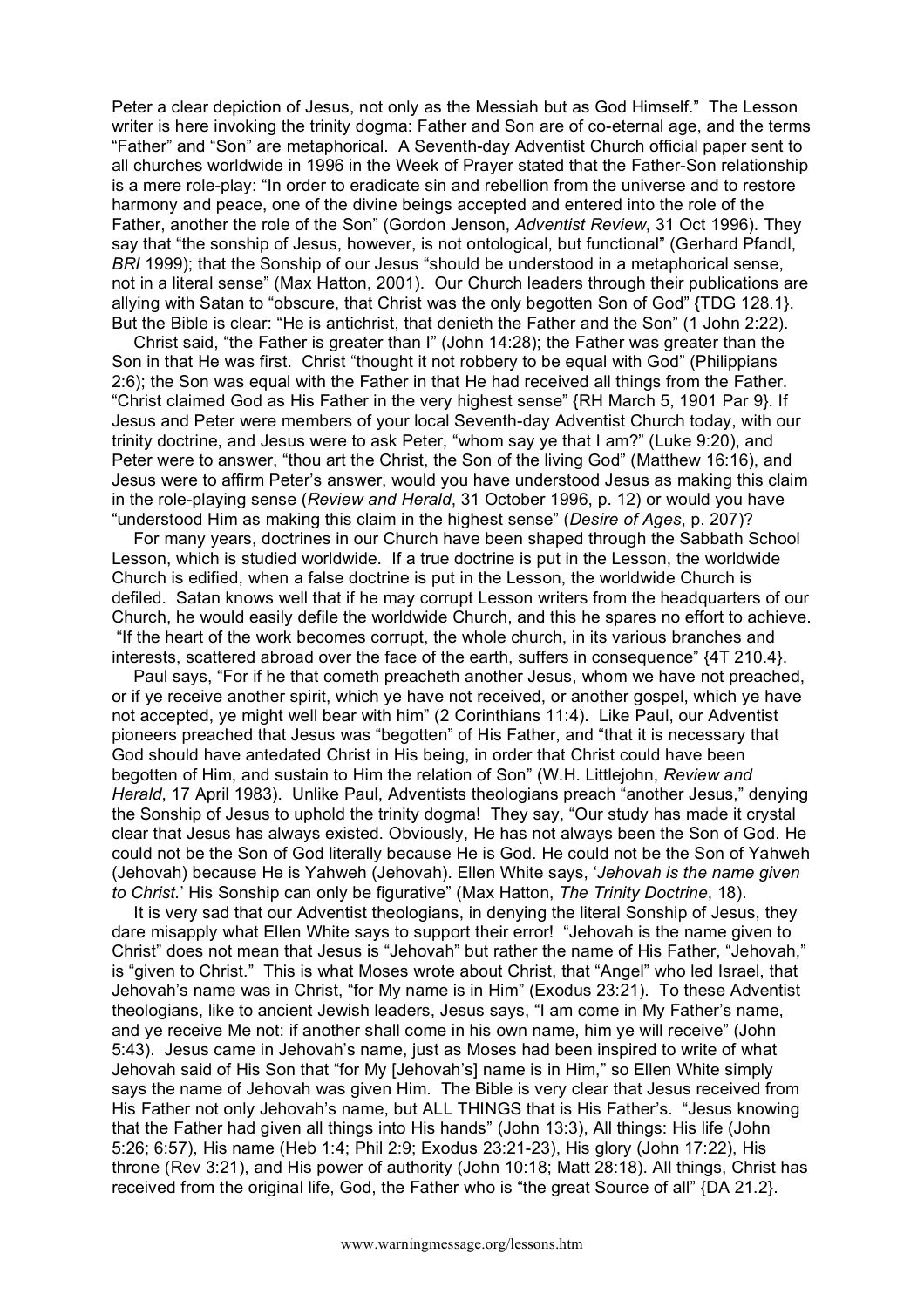Peter a clear depiction of Jesus, not only as the Messiah but as God Himself." The Lesson writer is here invoking the trinity dogma: Father and Son are of co-eternal age, and the terms "Father" and "Son" are metaphorical. A Seventh-day Adventist Church official paper sent to all churches worldwide in 1996 in the Week of Prayer stated that the Father-Son relationship is a mere role-play: "In order to eradicate sin and rebellion from the universe and to restore harmony and peace, one of the divine beings accepted and entered into the role of the Father, another the role of the Son" (Gordon Jenson, *Adventist Review*, 31 Oct 1996). They say that "the sonship of Jesus, however, is not ontological, but functional" (Gerhard Pfandl, *BRI* 1999); that the Sonship of our Jesus "should be understood in a metaphorical sense, not in a literal sense" (Max Hatton, 2001). Our Church leaders through their publications are allying with Satan to "obscure, that Christ was the only begotten Son of God" {TDG 128.1}. But the Bible is clear: "He is antichrist, that denieth the Father and the Son" (1 John 2:22).

Christ said, "the Father is greater than I" (John 14:28); the Father was greater than the Son in that He was first. Christ "thought it not robbery to be equal with God" (Philippians 2:6); the Son was equal with the Father in that He had received all things from the Father. "Christ claimed God as His Father in the very highest sense" {RH March 5, 1901 Par 9}. If Jesus and Peter were members of your local Seventh-day Adventist Church today, with our trinity doctrine, and Jesus were to ask Peter, "whom say ye that I am?" (Luke 9:20), and Peter were to answer, "thou art the Christ, the Son of the living God" (Matthew 16:16), and Jesus were to affirm Peter's answer, would you have understood Jesus as making this claim in the role-playing sense (*Review and Herald*, 31 October 1996, p. 12) or would you have "understood Him as making this claim in the highest sense" (*Desire of Ages*, p. 207)?

For many years, doctrines in our Church have been shaped through the Sabbath School Lesson, which is studied worldwide. If a true doctrine is put in the Lesson, the worldwide Church is edified, when a false doctrine is put in the Lesson, the worldwide Church is defiled. Satan knows well that if he may corrupt Lesson writers from the headquarters of our Church, he would easily defile the worldwide Church, and this he spares no effort to achieve. "If the heart of the work becomes corrupt, the whole church, in its various branches and interests, scattered abroad over the face of the earth, suffers in consequence" {4T 210.4}.

Paul says, "For if he that cometh preacheth another Jesus, whom we have not preached, or if ye receive another spirit, which ye have not received, or another gospel, which ye have not accepted, ye might well bear with him" (2 Corinthians 11:4). Like Paul, our Adventist pioneers preached that Jesus was "begotten" of His Father, and "that it is necessary that God should have antedated Christ in His being, in order that Christ could have been begotten of Him, and sustain to Him the relation of Son" (W.H. Littlejohn, *Review and Herald*, 17 April 1983). Unlike Paul, Adventists theologians preach "another Jesus," denying the Sonship of Jesus to uphold the trinity dogma! They say, "Our study has made it crystal clear that Jesus has always existed. Obviously, He has not always been the Son of God. He could not be the Son of God literally because He is God. He could not be the Son of Yahweh (Jehovah) because He is Yahweh (Jehovah). Ellen White says, '*Jehovah is the name given to Christ.*' His Sonship can only be figurative" (Max Hatton, *The Trinity Doctrine*, 18).

It is very sad that our Adventist theologians, in denying the literal Sonship of Jesus, they dare misapply what Ellen White says to support their error! "Jehovah is the name given to Christ" does not mean that Jesus is "Jehovah" but rather the name of His Father, "Jehovah," is "given to Christ." This is what Moses wrote about Christ, that "Angel" who led Israel, that Jehovah's name was in Christ, "for My name is in Him" (Exodus 23:21). To these Adventist theologians, like to ancient Jewish leaders, Jesus says, "I am come in My Father's name, and ye receive Me not: if another shall come in his own name, him ye will receive" (John 5:43). Jesus came in Jehovah's name, just as Moses had been inspired to write of what Jehovah said of His Son that "for My [Jehovah's] name is in Him," so Ellen White simply says the name of Jehovah was given Him. The Bible is very clear that Jesus received from His Father not only Jehovah's name, but ALL THINGS that is His Father's. "Jesus knowing that the Father had given all things into His hands" (John 13:3), All things: His life (John 5:26; 6:57), His name (Heb 1:4; Phil 2:9; Exodus 23:21-23), His glory (John 17:22), His throne (Rev 3:21), and His power of authority (John 10:18; Matt 28:18). All things, Christ has received from the original life, God, the Father who is "the great Source of all" {DA 21.2}.